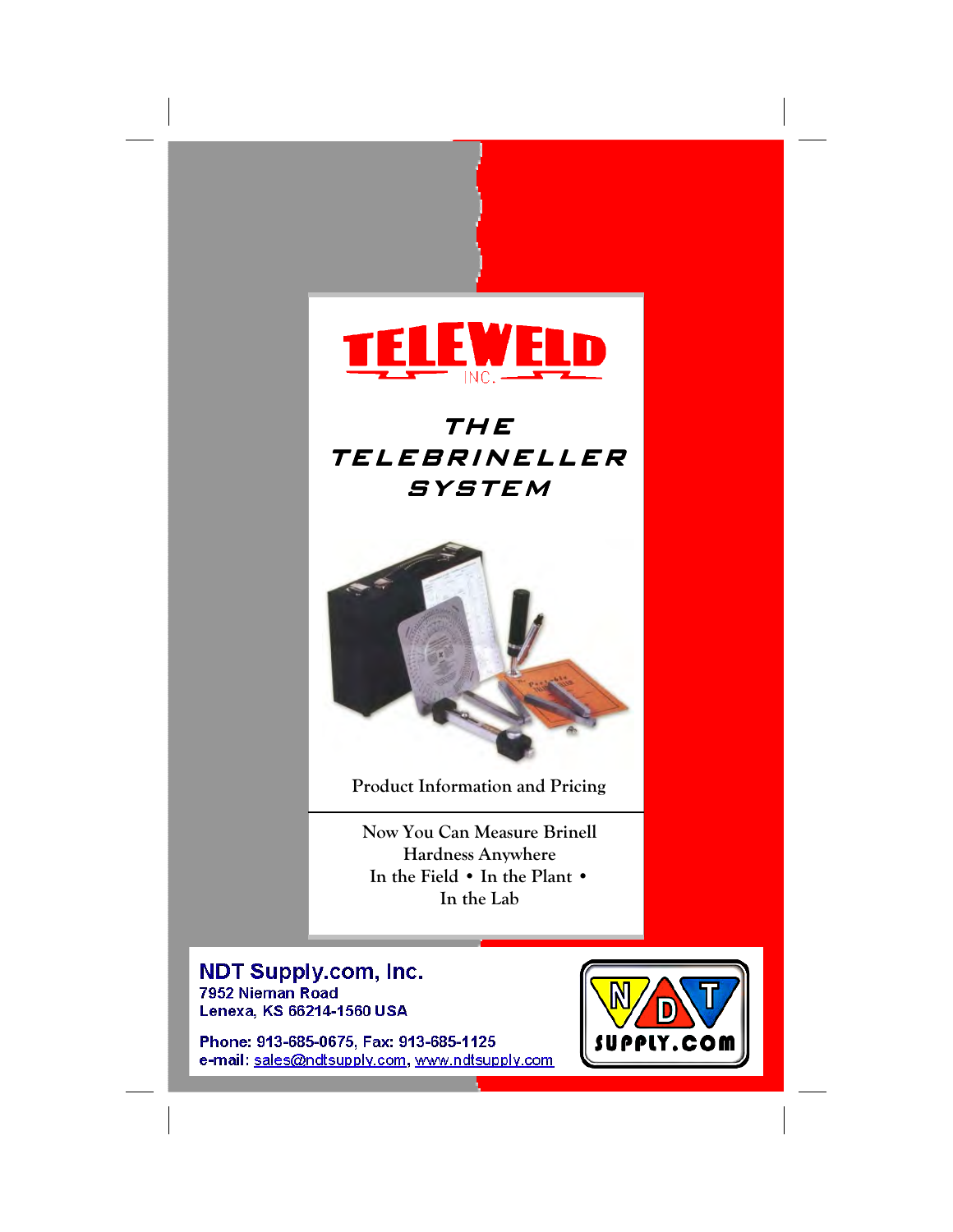TELEWELD INC.

# THE TELEBRINELLER SYSTEM

Product Information and Pricing

Now You Can Measure Brinell Hardness Anywhere
In the Field • In the Plant • In the Lab

**NDT Supply.com, Inc.**
7952 Nieman Road
Lenexa, KS 66214-1560 USA

Phone: 913-685-0675, Fax: 913-685-1125
e-mail: sales@ndtsupply.com, www.ndtsupply.com

NDT SUPPLY.COM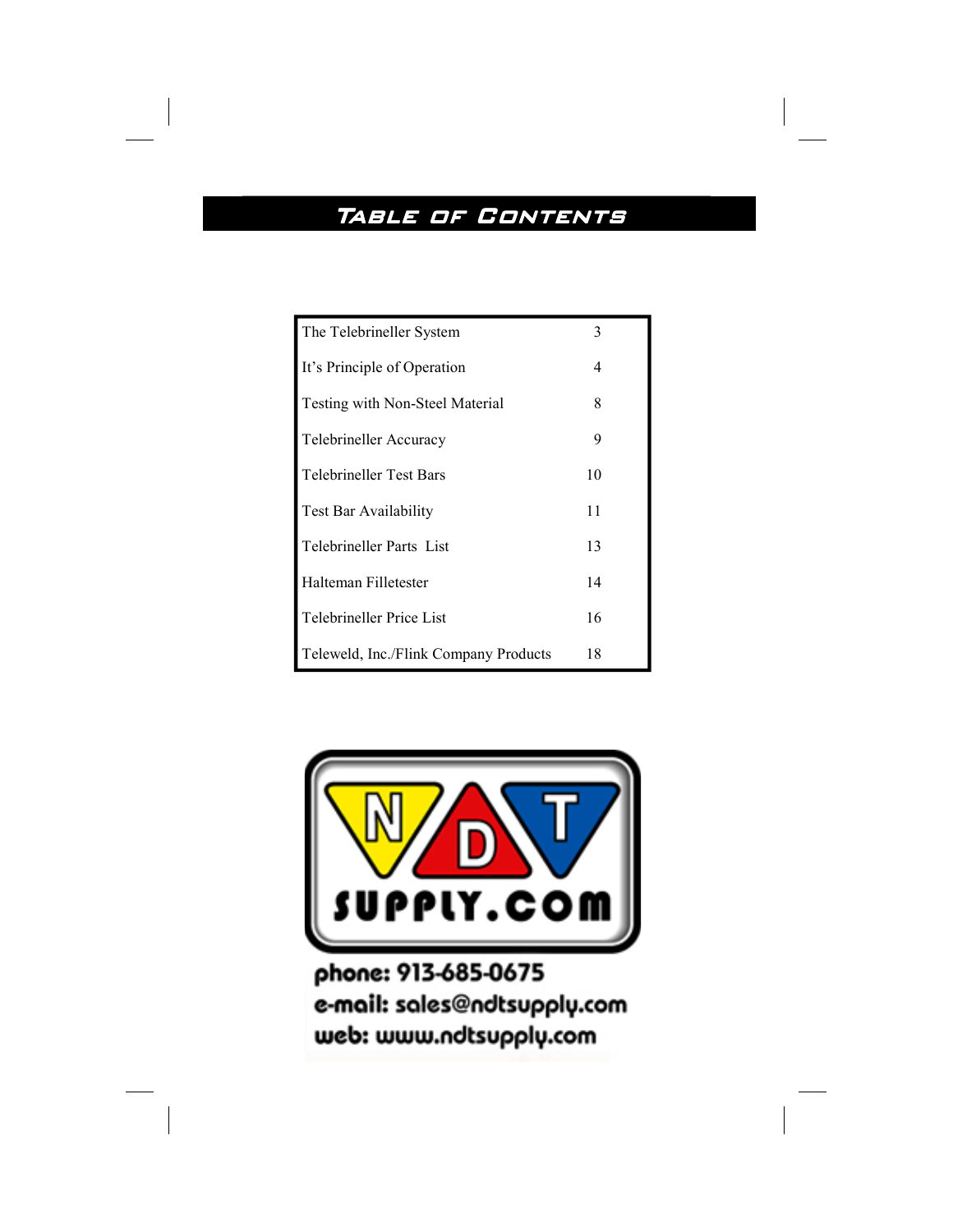# Table of Contents

| | |
|---|---|
| The Telebrineller System | 3 |
| It's Principle of Operation | 4 |
| Testing with Non-Steel Material | 8 |
| Telebrineller Accuracy | 9 |
| Telebrineller Test Bars | 10 |
| Test Bar Availability | 11 |
| Telebrineller Parts List | 13 |
| Halteman Filletester | 14 |
| Telebrineller Price List | 16 |
| Teleweld, Inc./Flink Company Products | 18 |

NDT SUPPLY.COM

phone: 913-685-0675
e-mail: sales@ndtsupply.com
web: www.ndtsupply.com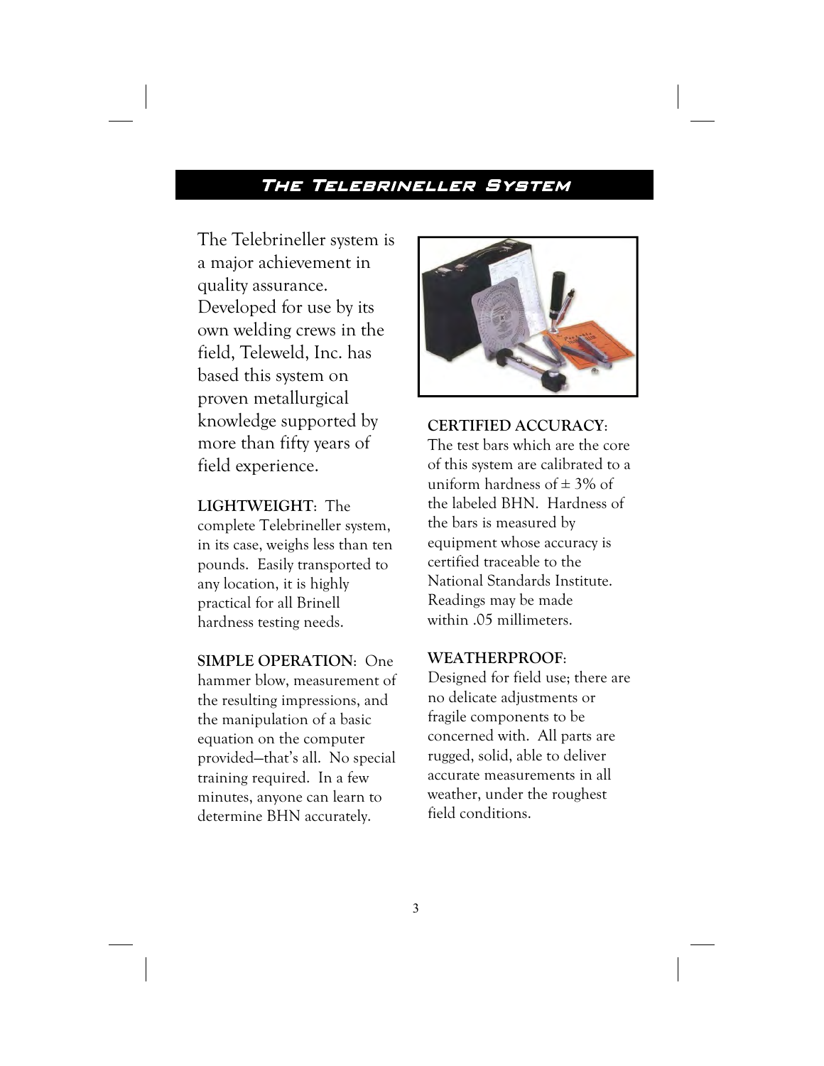## The Telebrineller System

The Telebrineller system is a major achievement in quality assurance. Developed for use by its own welding crews in the field, Teleweld, Inc. has based this system on proven metallurgical knowledge supported by more than fifty years of field experience.

**LIGHTWEIGHT**: The complete Telebrineller system, in its case, weighs less than ten pounds. Easily transported to any location, it is highly practical for all Brinell hardness testing needs.

**SIMPLE OPERATION**: One hammer blow, measurement of the resulting impressions, and the manipulation of a basic equation on the computer provided—that's all. No special training required. In a few minutes, anyone can learn to determine BHN accurately.

**CERTIFIED ACCURACY**: The test bars which are the core of this system are calibrated to a uniform hardness of ± 3% of the labeled BHN. Hardness of the bars is measured by equipment whose accuracy is certified traceable to the National Standards Institute. Readings may be made within .05 millimeters.

**WEATHERPROOF**: Designed for field use; there are no delicate adjustments or fragile components to be concerned with. All parts are rugged, solid, able to deliver accurate measurements in all weather, under the roughest field conditions.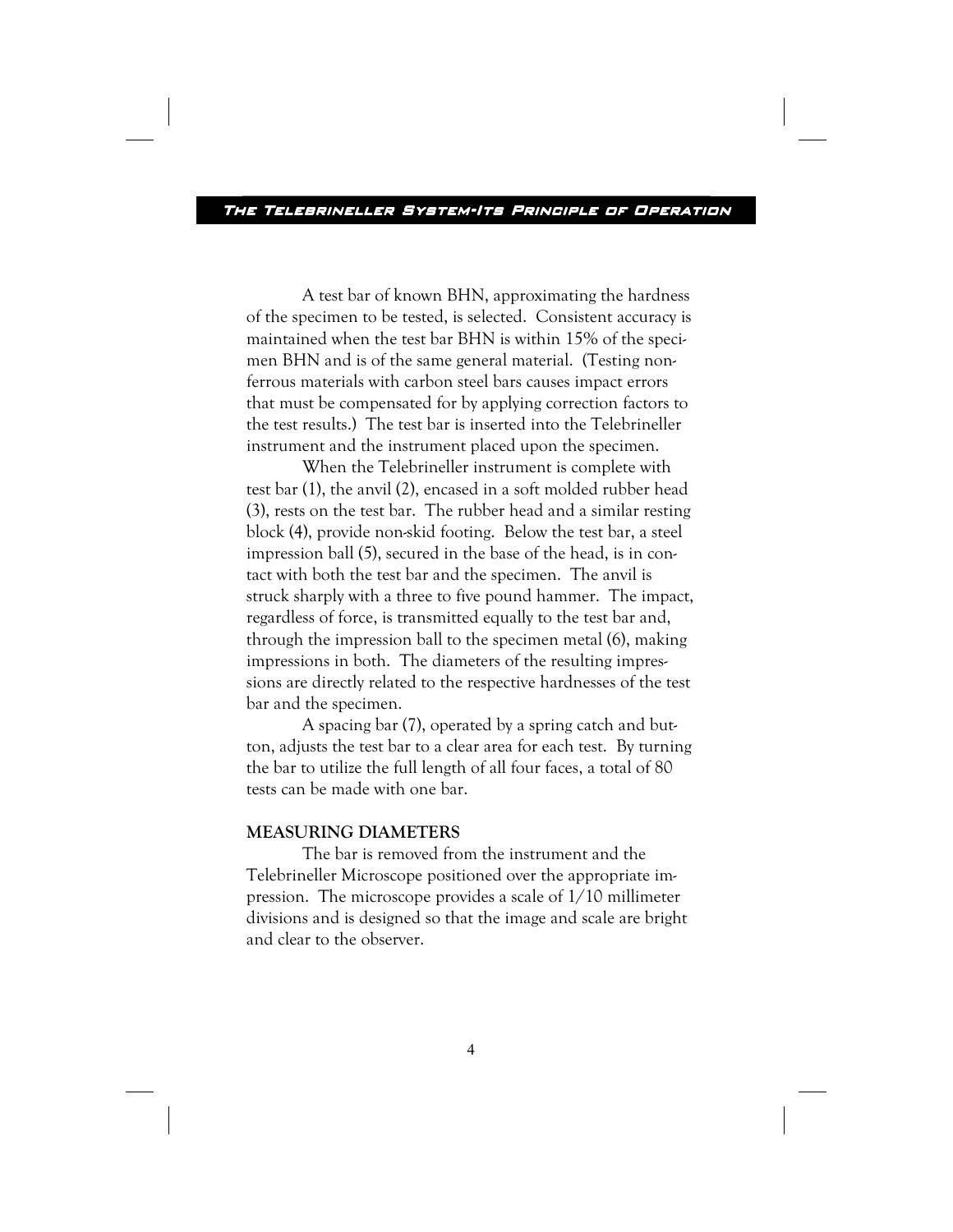A test bar of known BHN, approximating the hardness of the specimen to be tested, is selected. Consistent accuracy is maintained when the test bar BHN is within 15% of the specimen BHN and is of the same general material. (Testing nonferrous materials with carbon steel bars causes impact errors that must be compensated for by applying correction factors to the test results.) The test bar is inserted into the Telebrineller instrument and the instrument placed upon the specimen.

When the Telebrineller instrument is complete with test bar (1), the anvil (2), encased in a soft molded rubber head (3), rests on the test bar. The rubber head and a similar resting block (4), provide non-skid footing. Below the test bar, a steel impression ball (5), secured in the base of the head, is in contact with both the test bar and the specimen. The anvil is struck sharply with a three to five pound hammer. The impact, regardless of force, is transmitted equally to the test bar and, through the impression ball to the specimen metal (6), making impressions in both. The diameters of the resulting impressions are directly related to the respective hardnesses of the test bar and the specimen.

A spacing bar (7), operated by a spring catch and button, adjusts the test bar to a clear area for each test. By turning the bar to utilize the full length of all four faces, a total of 80 tests can be made with one bar.

## MEASURING DIAMETERS

The bar is removed from the instrument and the Telebrineller Microscope positioned over the appropriate impression. The microscope provides a scale of 1/10 millimeter divisions and is designed so that the image and scale are bright and clear to the observer.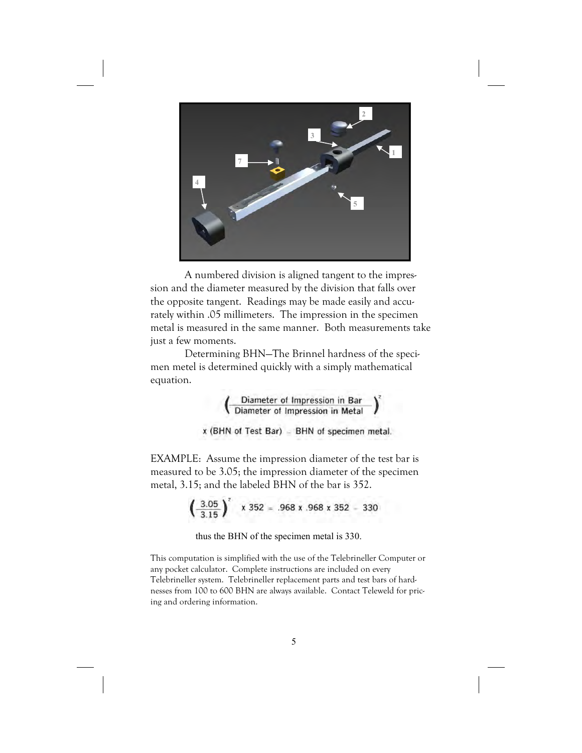A numbered division is aligned tangent to the impression and the diameter measured by the division that falls over the opposite tangent. Readings may be made easily and accurately within .05 millimeters. The impression in the specimen metal is measured in the same manner. Both measurements take just a few moments.

Determining BHN—The Brinnel hardness of the specimen metel is determined quickly with a simply mathematical equation.

$$\left( \frac{\text{Diameter of Impression in Bar}}{\text{Diameter of Impression in Metal}} \right)^2 \times (\text{BHN of Test Bar}) = \text{BHN of specimen metal.}$$

EXAMPLE: Assume the impression diameter of the test bar is measured to be 3.05; the impression diameter of the specimen metal, 3.15; and the labeled BHN of the bar is 352.

$$\left( \frac{3.05}{3.15} \right)^2 \times 352 = .968 \times .968 \times 352 = 330$$

thus the BHN of the specimen metal is 330.

This computation is simplified with the use of the Telebrineller Computer or any pocket calculator. Complete instructions are included on every Telebrineller system. Telebrineller replacement parts and test bars of hardnesses from 100 to 600 BHN are always available. Contact Teleweld for pricing and ordering information.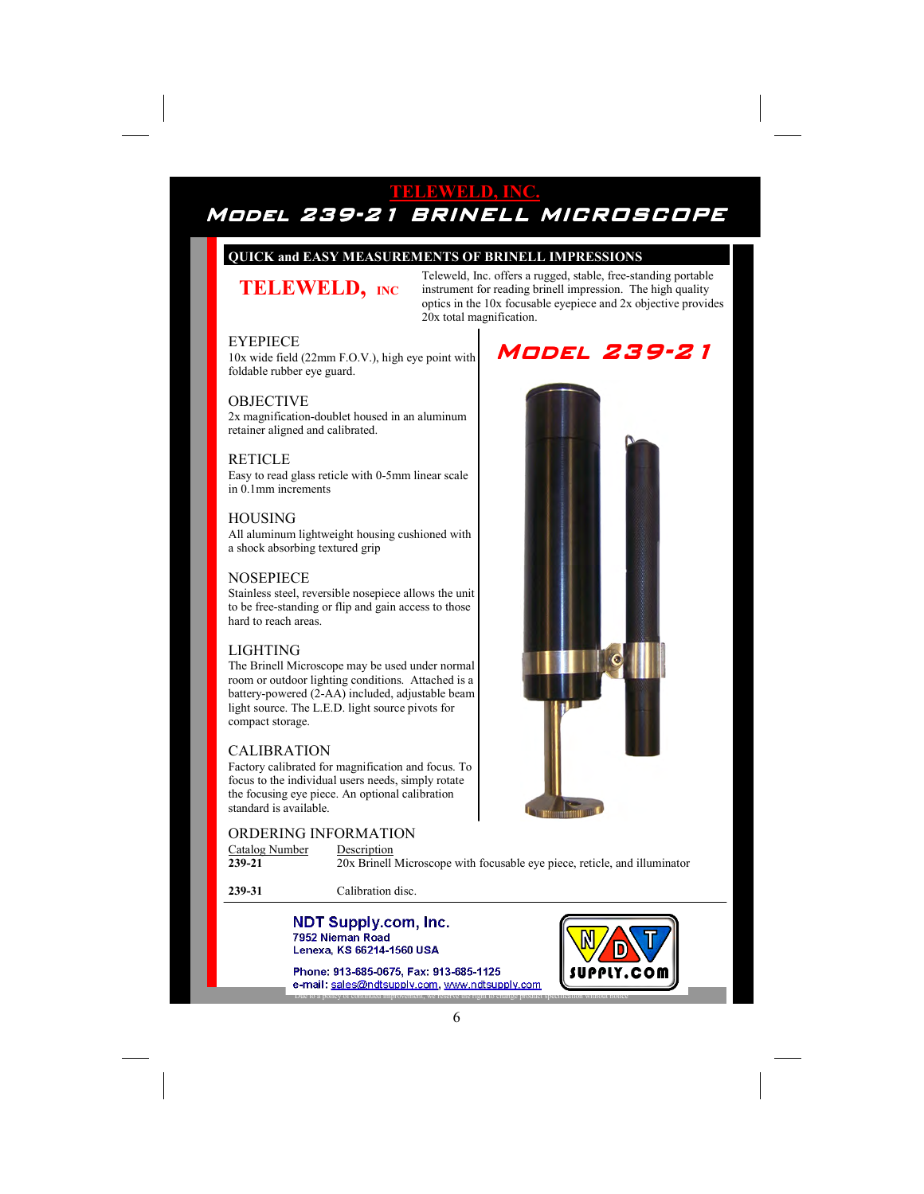# TELEWELD, INC.

# MODEL 239-21 BRINELL MICROSCOPE

## QUICK and EASY MEASUREMENTS OF BRINELL IMPRESSIONS

**TELEWELD, INC**

Teleweld, Inc. offers a rugged, stable, free-standing portable instrument for reading brinell impression. The high quality optics in the 10x focusable eyepiece and 2x objective provides 20x total magnification.

**MODEL 239-21**

### EYEPIECE

10x wide field (22mm F.O.V.), high eye point with foldable rubber eye guard.

### OBJECTIVE

2x magnification-doublet housed in an aluminum retainer aligned and calibrated.

### RETICLE

Easy to read glass reticle with 0-5mm linear scale in 0.1mm increments

### HOUSING

All aluminum lightweight housing cushioned with a shock absorbing textured grip

### NOSEPIECE

Stainless steel, reversible nosepiece allows the unit to be free-standing or flip and gain access to those hard to reach areas.

### LIGHTING

The Brinell Microscope may be used under normal room or outdoor lighting conditions. Attached is a battery-powered (2-AA) included, adjustable beam light source. The L.E.D. light source pivots for compact storage.

### CALIBRATION

Factory calibrated for magnification and focus. To focus to the individual users needs, simply rotate the focusing eye piece. An optional calibration standard is available.

### ORDERING INFORMATION

| Catalog Number | Description |
|---|---|
| **239-21** | 20x Brinell Microscope with focusable eye piece, reticle, and illuminator |
| **239-31** | Calibration disc. |

**NDT Supply.com, Inc.**
7952 Nieman Road
Lenexa, KS 66214-1560 USA

Phone: 913-685-0675, Fax: 913-685-1125
e-mail: sales@ndtsupply.com, www.ndtsupply.com

Due to a policy of continued improvement, we reserve the right to change product specification without notice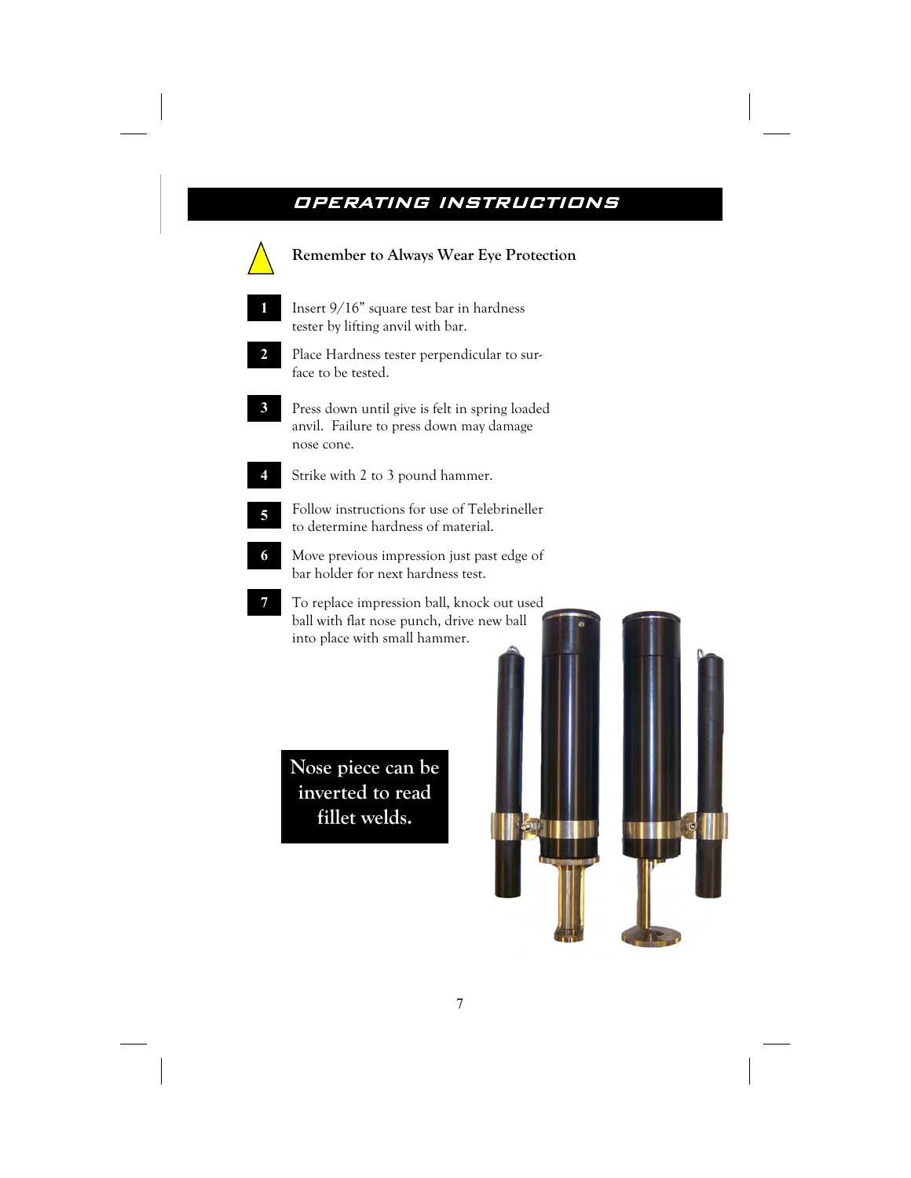## OPERATING INSTRUCTIONS

**Remember to Always Wear Eye Protection**

1. Insert 9/16” square test bar in hardness tester by lifting anvil with bar.
2. Place Hardness tester perpendicular to surface to be tested.
3. Press down until give is felt in spring loaded anvil. Failure to press down may damage nose cone.
4. Strike with 2 to 3 pound hammer.
5. Follow instructions for use of Telebrineller to determine hardness of material.
6. Move previous impression just past edge of bar holder for next hardness test.
7. To replace impression ball, knock out used ball with flat nose punch, drive new ball into place with small hammer.

**Nose piece can be inverted to read fillet welds.**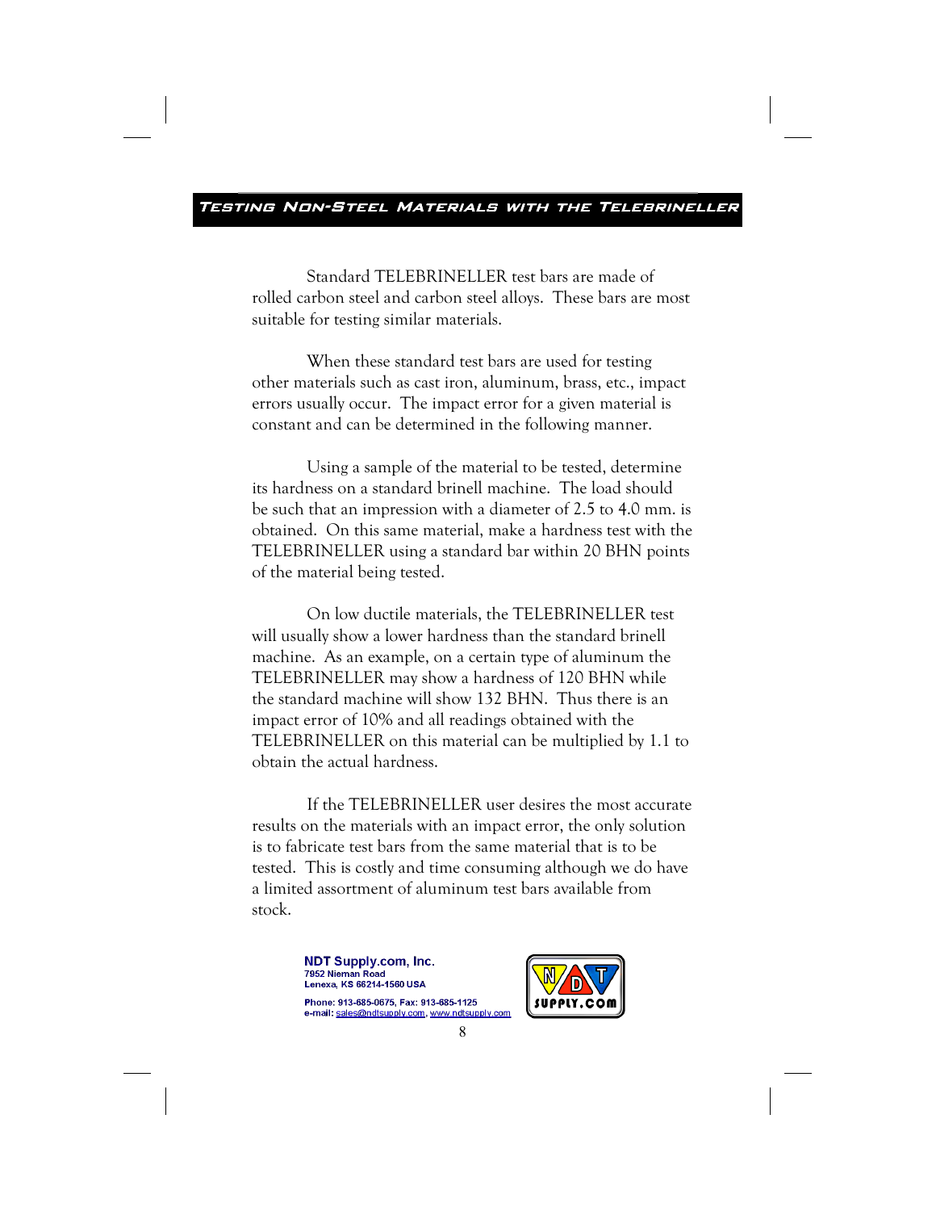## Testing Non-Steel Materials with the Telebrineller

Standard TELEBRINELLER test bars are made of rolled carbon steel and carbon steel alloys. These bars are most suitable for testing similar materials.

When these standard test bars are used for testing other materials such as cast iron, aluminum, brass, etc., impact errors usually occur. The impact error for a given material is constant and can be determined in the following manner.

Using a sample of the material to be tested, determine its hardness on a standard brinell machine. The load should be such that an impression with a diameter of 2.5 to 4.0 mm. is obtained. On this same material, make a hardness test with the TELEBRINELLER using a standard bar within 20 BHN points of the material being tested.

On low ductile materials, the TELEBRINELLER test will usually show a lower hardness than the standard brinell machine. As an example, on a certain type of aluminum the TELEBRINELLER may show a hardness of 120 BHN while the standard machine will show 132 BHN. Thus there is an impact error of 10% and all readings obtained with the TELEBRINELLER on this material can be multiplied by 1.1 to obtain the actual hardness.

If the TELEBRINELLER user desires the most accurate results on the materials with an impact error, the only solution is to fabricate test bars from the same material that is to be tested. This is costly and time consuming although we do have a limited assortment of aluminum test bars available from stock.

**NDT Supply.com, Inc.**
7952 Nieman Road
Lenexa, KS 66214-1560 USA
Phone: 913-685-0675, Fax: 913-685-1125
e-mail: sales@ndtsupply.com, www.ndtsupply.com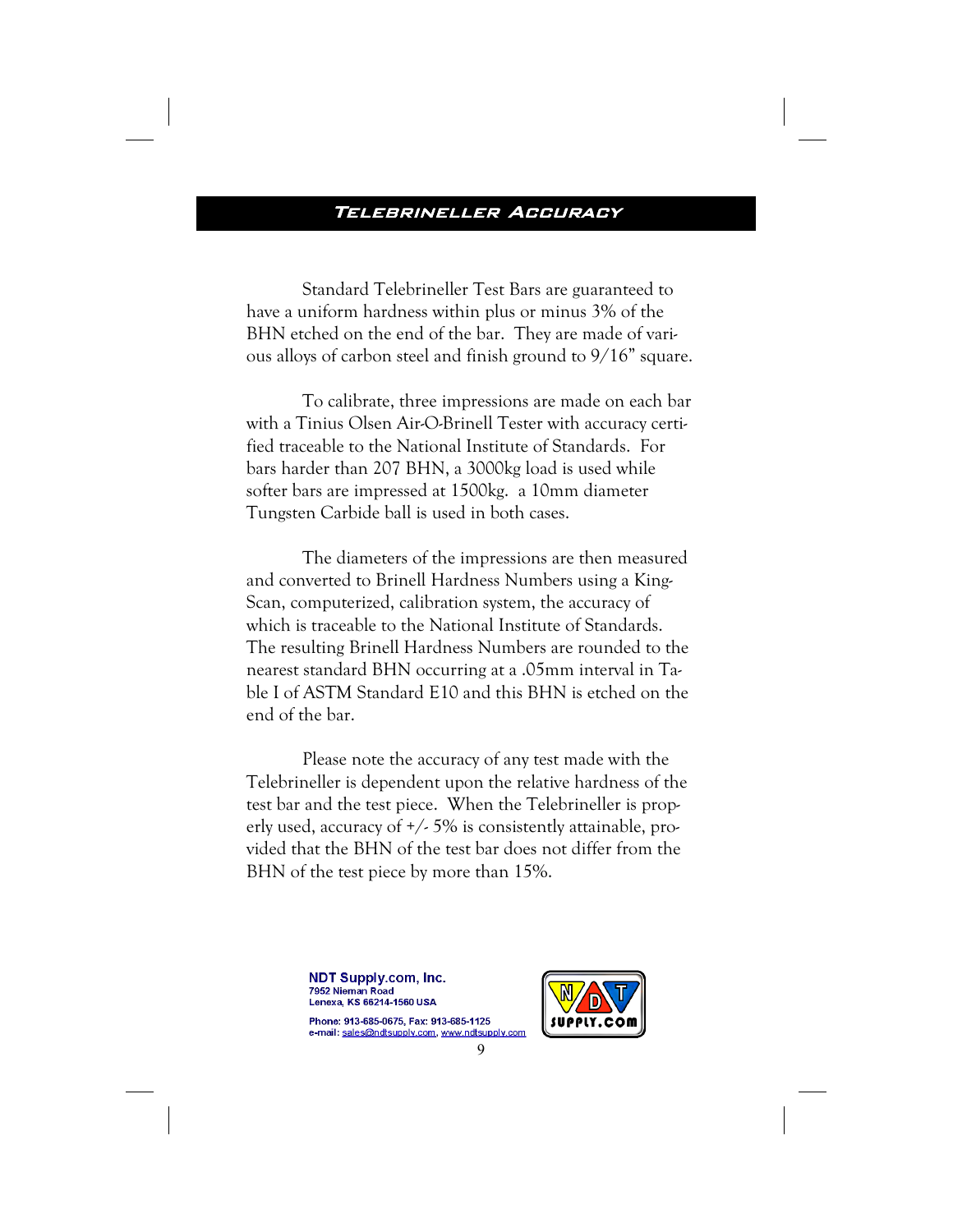# TELEBRINELLER ACCURACY

Standard Telebrineller Test Bars are guaranteed to have a uniform hardness within plus or minus 3% of the BHN etched on the end of the bar. They are made of various alloys of carbon steel and finish ground to 9/16" square.

To calibrate, three impressions are made on each bar with a Tinius Olsen Air-O-Brinell Tester with accuracy certified traceable to the National Institute of Standards. For bars harder than 207 BHN, a 3000kg load is used while softer bars are impressed at 1500kg. a 10mm diameter Tungsten Carbide ball is used in both cases.

The diameters of the impressions are then measured and converted to Brinell Hardness Numbers using a King-Scan, computerized, calibration system, the accuracy of which is traceable to the National Institute of Standards. The resulting Brinell Hardness Numbers are rounded to the nearest standard BHN occurring at a .05mm interval in Table I of ASTM Standard E10 and this BHN is etched on the end of the bar.

Please note the accuracy of any test made with the Telebrineller is dependent upon the relative hardness of the test bar and the test piece. When the Telebrineller is properly used, accuracy of +/- 5% is consistently attainable, provided that the BHN of the test bar does not differ from the BHN of the test piece by more than 15%.

**NDT Supply.com, Inc.**
7952 Nieman Road
Lenexa, KS 66214-1560 USA

Phone: 913-685-0675, Fax: 913-685-1125
e-mail: sales@ndtsupply.com, www.ndtsupply.com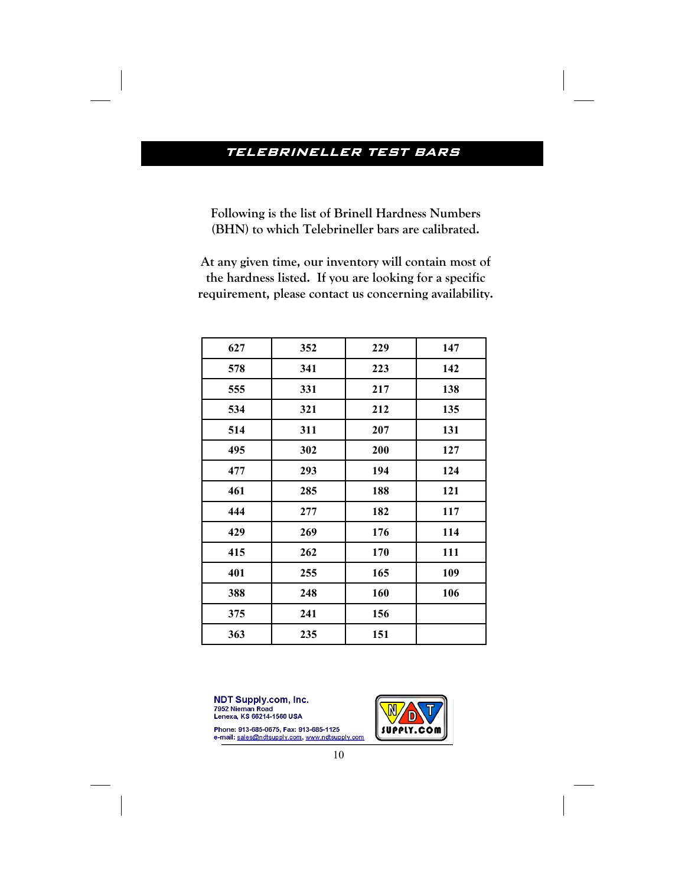## TELEBRINELLER TEST BARS

**Following is the list of Brinell Hardness Numbers (BHN) to which Telebrineller bars are calibrated.**

**At any given time, our inventory will contain most of the hardness listed. If you are looking for a specific requirement, please contact us concerning availability.**

| | | | |
|---|---|---|---|
| 627 | 352 | 229 | 147 |
| 578 | 341 | 223 | 142 |
| 555 | 331 | 217 | 138 |
| 534 | 321 | 212 | 135 |
| 514 | 311 | 207 | 131 |
| 495 | 302 | 200 | 127 |
| 477 | 293 | 194 | 124 |
| 461 | 285 | 188 | 121 |
| 444 | 277 | 182 | 117 |
| 429 | 269 | 176 | 114 |
| 415 | 262 | 170 | 111 |
| 401 | 255 | 165 | 109 |
| 388 | 248 | 160 | 106 |
| 375 | 241 | 156 | |
| 363 | 235 | 151 | |

**NDT Supply.com, Inc.**
7952 Nieman Road
Lenexa, KS 66214-1560 USA

Phone: 913-685-0675, Fax: 913-685-1125
e-mail: sales@ndtsupply.com, www.ndtsupply.com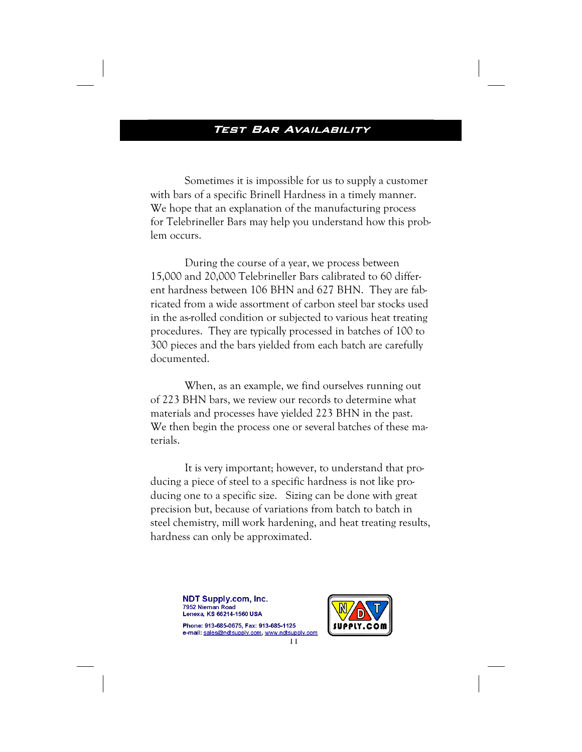## Test Bar Availability

Sometimes it is impossible for us to supply a customer with bars of a specific Brinell Hardness in a timely manner. We hope that an explanation of the manufacturing process for Telebrineller Bars may help you understand how this problem occurs.

During the course of a year, we process between 15,000 and 20,000 Telebrineller Bars calibrated to 60 different hardness between 106 BHN and 627 BHN. They are fabricated from a wide assortment of carbon steel bar stocks used in the as-rolled condition or subjected to various heat treating procedures. They are typically processed in batches of 100 to 300 pieces and the bars yielded from each batch are carefully documented.

When, as an example, we find ourselves running out of 223 BHN bars, we review our records to determine what materials and processes have yielded 223 BHN in the past. We then begin the process one or several batches of these materials.

It is very important; however, to understand that producing a piece of steel to a specific hardness is not like producing one to a specific size. Sizing can be done with great precision but, because of variations from batch to batch in steel chemistry, mill work hardening, and heat treating results, hardness can only be approximated.

**NDT Supply.com, Inc.**
7952 Nieman Road
Lenexa, KS 66214-1560 USA

Phone: 913-685-0675, Fax: 913-685-1125
e-mail: sales@ndtsupply.com, www.ndtsupply.com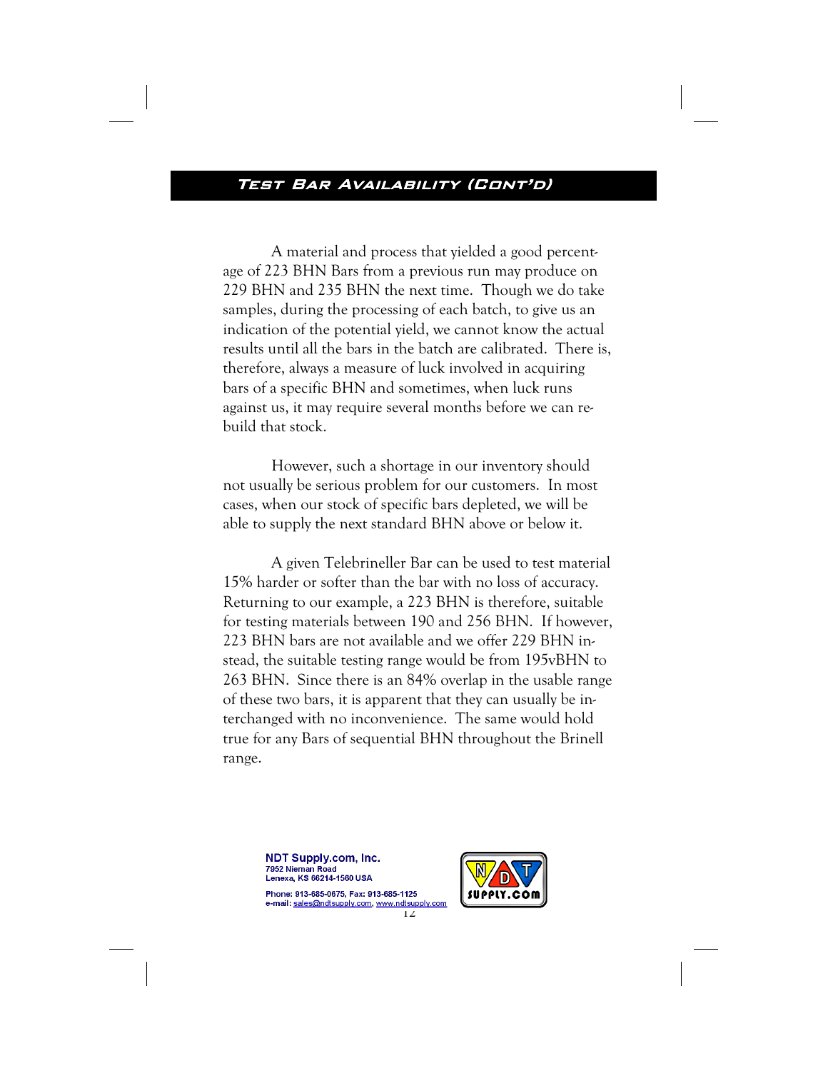## Test Bar Availability (Cont'd)

A material and process that yielded a good percentage of 223 BHN Bars from a previous run may produce on 229 BHN and 235 BHN the next time. Though we do take samples, during the processing of each batch, to give us an indication of the potential yield, we cannot know the actual results until all the bars in the batch are calibrated. There is, therefore, always a measure of luck involved in acquiring bars of a specific BHN and sometimes, when luck runs against us, it may require several months before we can rebuild that stock.

However, such a shortage in our inventory should not usually be serious problem for our customers. In most cases, when our stock of specific bars depleted, we will be able to supply the next standard BHN above or below it.

A given Telebrineller Bar can be used to test material 15% harder or softer than the bar with no loss of accuracy. Returning to our example, a 223 BHN is therefore, suitable for testing materials between 190 and 256 BHN. If however, 223 BHN bars are not available and we offer 229 BHN instead, the suitable testing range would be from 195vBHN to 263 BHN. Since there is an 84% overlap in the usable range of these two bars, it is apparent that they can usually be interchanged with no inconvenience. The same would hold true for any Bars of sequential BHN throughout the Brinell range.

NDT Supply.com, Inc.
7952 Nieman Road
Lenexa, KS 66214-1560 USA
Phone: 913-685-0675, Fax: 913-685-1125
e-mail: sales@ndtsupply.com, www.ndtsupply.com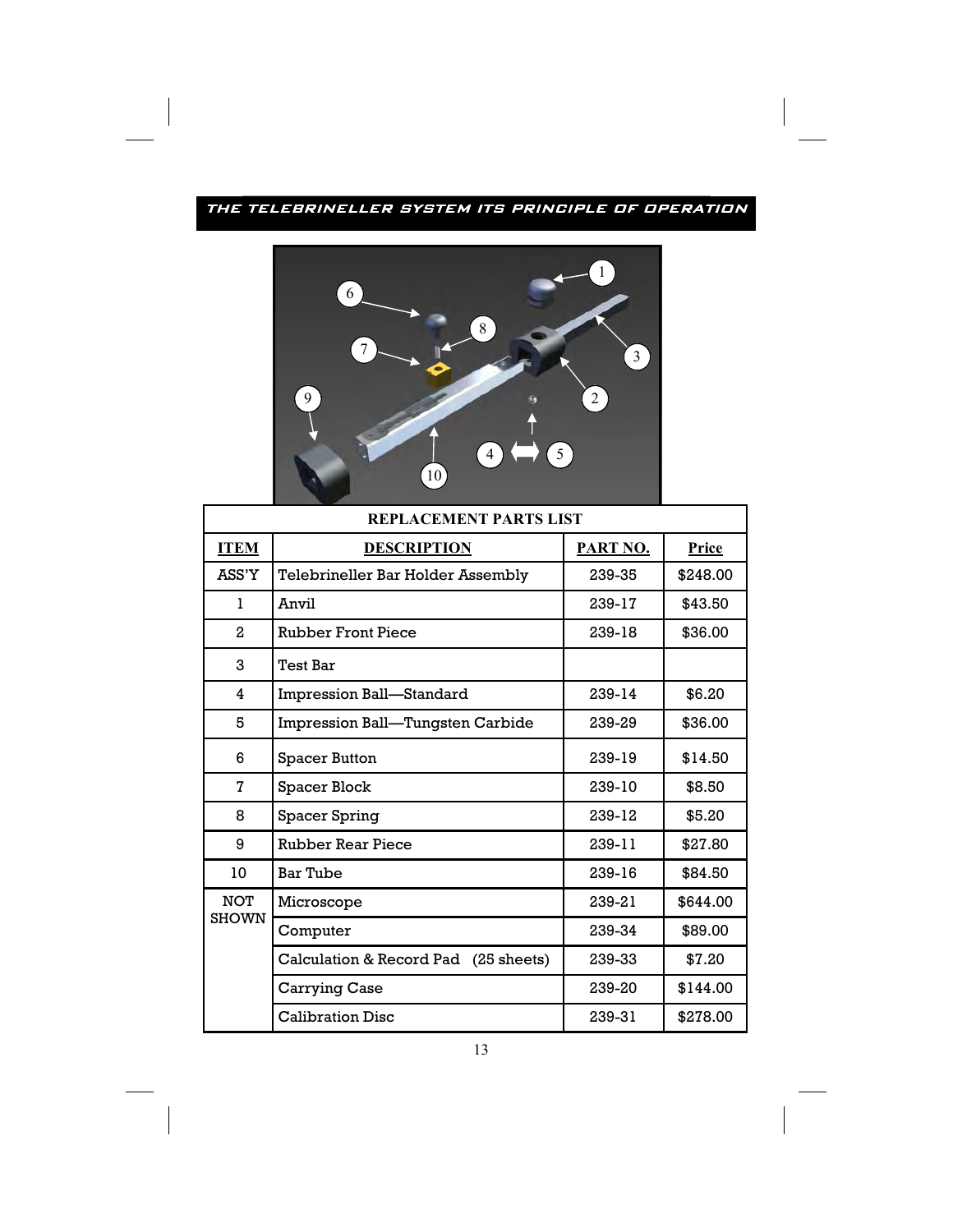## THE TELEBRINELLER SYSTEM ITS PRINCIPLE OF OPERATION

| REPLACEMENT PARTS LIST | | | |
|---|---|---|---|
| **ITEM** | **DESCRIPTION** | **PART NO.** | **Price** |
| ASS'Y | Telebrineller Bar Holder Assembly | 239-35 | $248.00 |
| 1 | Anvil | 239-17 | $43.50 |
| 2 | Rubber Front Piece | 239-18 | $36.00 |
| 3 | Test Bar | | |
| 4 | Impression Ball—Standard | 239-14 | $6.20 |
| 5 | Impression Ball—Tungsten Carbide | 239-29 | $36.00 |
| 6 | Spacer Button | 239-19 | $14.50 |
| 7 | Spacer Block | 239-10 | $8.50 |
| 8 | Spacer Spring | 239-12 | $5.20 |
| 9 | Rubber Rear Piece | 239-11 | $27.80 |
| 10 | Bar Tube | 239-16 | $84.50 |
| NOT SHOWN | Microscope | 239-21 | $644.00 |
| | Computer | 239-34 | $89.00 |
| | Calculation & Record Pad (25 sheets) | 239-33 | $7.20 |
| | Carrying Case | 239-20 | $144.00 |
| | Calibration Disc | 239-31 | $278.00 |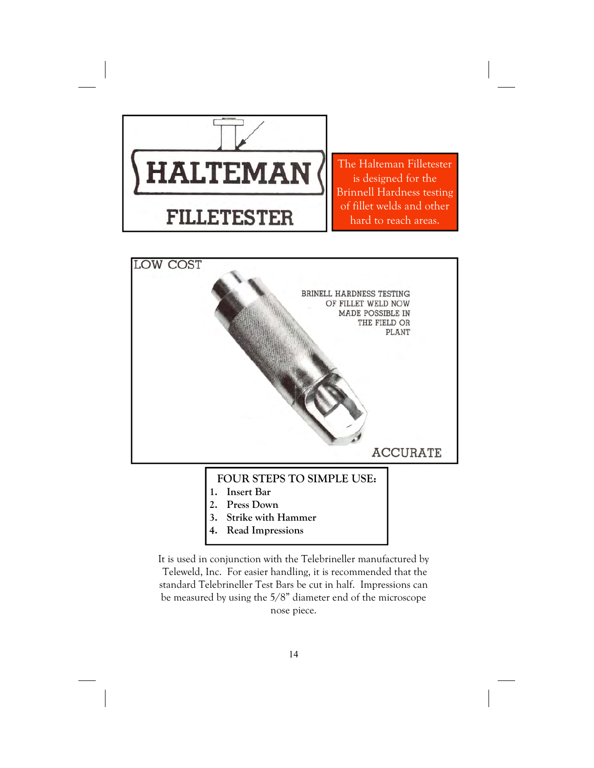# HALTEMAN FILLETESTER

The Halteman Filletester is designed for the Brinnell Hardness testing of fillet welds and other hard to reach areas.

LOW COST

BRINELL HARDNESS TESTING OF FILLET WELD NOW MADE POSSIBLE IN THE FIELD OR PLANT

ACCURATE

**FOUR STEPS TO SIMPLE USE:**

1. **Insert Bar**
2. **Press Down**
3. **Strike with Hammer**
4. **Read Impressions**

It is used in conjunction with the Telebrineller manufactured by Teleweld, Inc. For easier handling, it is recommended that the standard Telebrineller Test Bars be cut in half. Impressions can be measured by using the 5/8" diameter end of the microscope nose piece.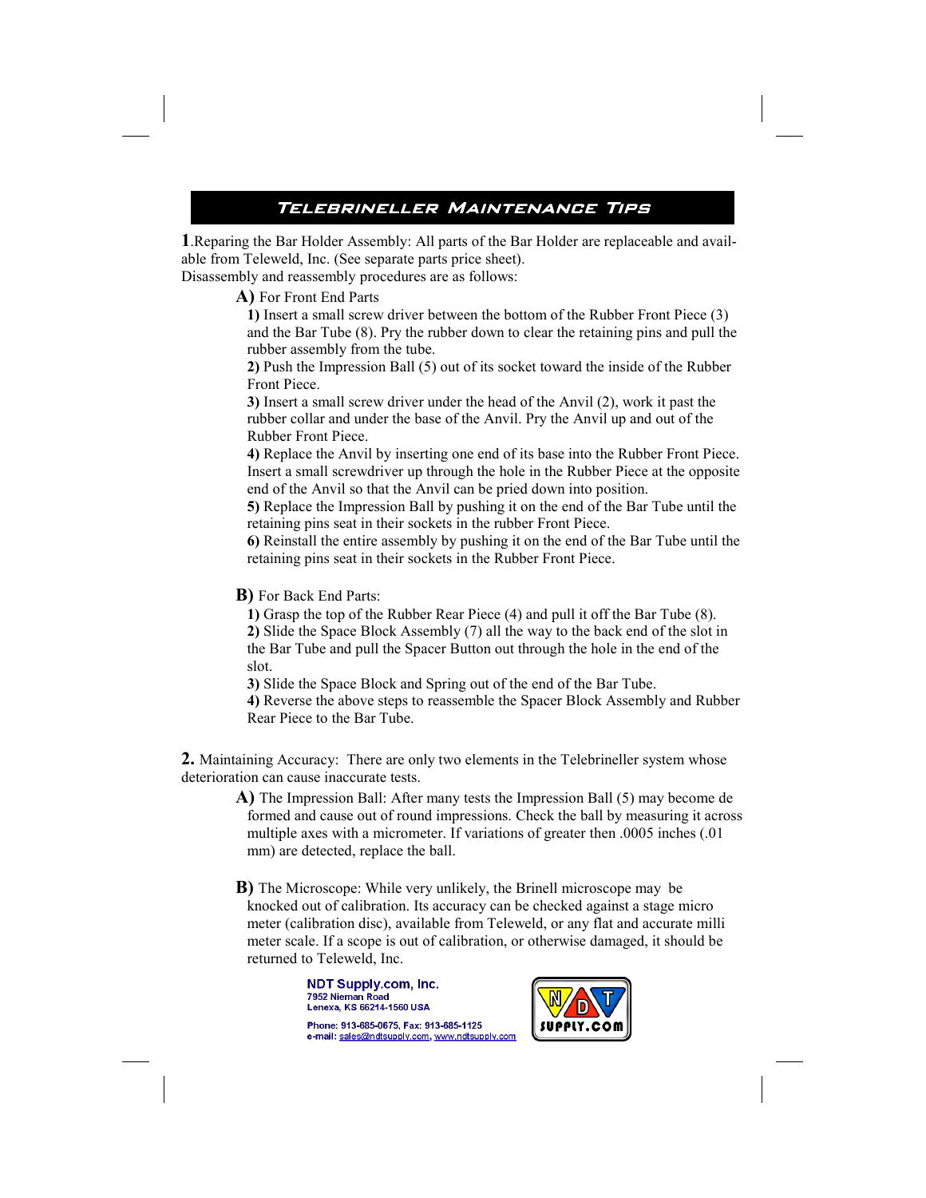# Telebrineller Maintenance Tips

**1**.Reparing the Bar Holder Assembly: All parts of the Bar Holder are replaceable and available from Teleweld, Inc. (See separate parts price sheet).
Disassembly and reassembly procedures are as follows:

**A)** For Front End Parts

**1)** Insert a small screw driver between the bottom of the Rubber Front Piece (3) and the Bar Tube (8). Pry the rubber down to clear the retaining pins and pull the rubber assembly from the tube.
**2)** Push the Impression Ball (5) out of its socket toward the inside of the Rubber Front Piece.
**3)** Insert a small screw driver under the head of the Anvil (2), work it past the rubber collar and under the base of the Anvil. Pry the Anvil up and out of the Rubber Front Piece.
**4)** Replace the Anvil by inserting one end of its base into the Rubber Front Piece. Insert a small screwdriver up through the hole in the Rubber Piece at the opposite end of the Anvil so that the Anvil can be pried down into position.
**5)** Replace the Impression Ball by pushing it on the end of the Bar Tube until the retaining pins seat in their sockets in the rubber Front Piece.
**6)** Reinstall the entire assembly by pushing it on the end of the Bar Tube until the retaining pins seat in their sockets in the Rubber Front Piece.

**B)** For Back End Parts:

**1)** Grasp the top of the Rubber Rear Piece (4) and pull it off the Bar Tube (8).
**2)** Slide the Space Block Assembly (7) all the way to the back end of the slot in the Bar Tube and pull the Spacer Button out through the hole in the end of the slot.
**3)** Slide the Space Block and Spring out of the end of the Bar Tube.
**4)** Reverse the above steps to reassemble the Spacer Block Assembly and Rubber Rear Piece to the Bar Tube.

**2.** Maintaining Accuracy: There are only two elements in the Telebrineller system whose deterioration can cause inaccurate tests.

**A)** The Impression Ball: After many tests the Impression Ball (5) may become de formed and cause out of round impressions. Check the ball by measuring it across multiple axes with a micrometer. If variations of greater then .0005 inches (.01 mm) are detected, replace the ball.

**B)** The Microscope: While very unlikely, the Brinell microscope may be knocked out of calibration. Its accuracy can be checked against a stage micro meter (calibration disc), available from Teleweld, or any flat and accurate milli meter scale. If a scope is out of calibration, or otherwise damaged, it should be returned to Teleweld, Inc.

**NDT Supply.com, Inc.**
7952 Nieman Road
Lenexa, KS 66214-1560 USA

Phone: 913-685-0675, Fax: 913-685-1125
e-mail: sales@ndtsupply.com, www.ndtsupply.com

NDT SUPPLY.COM